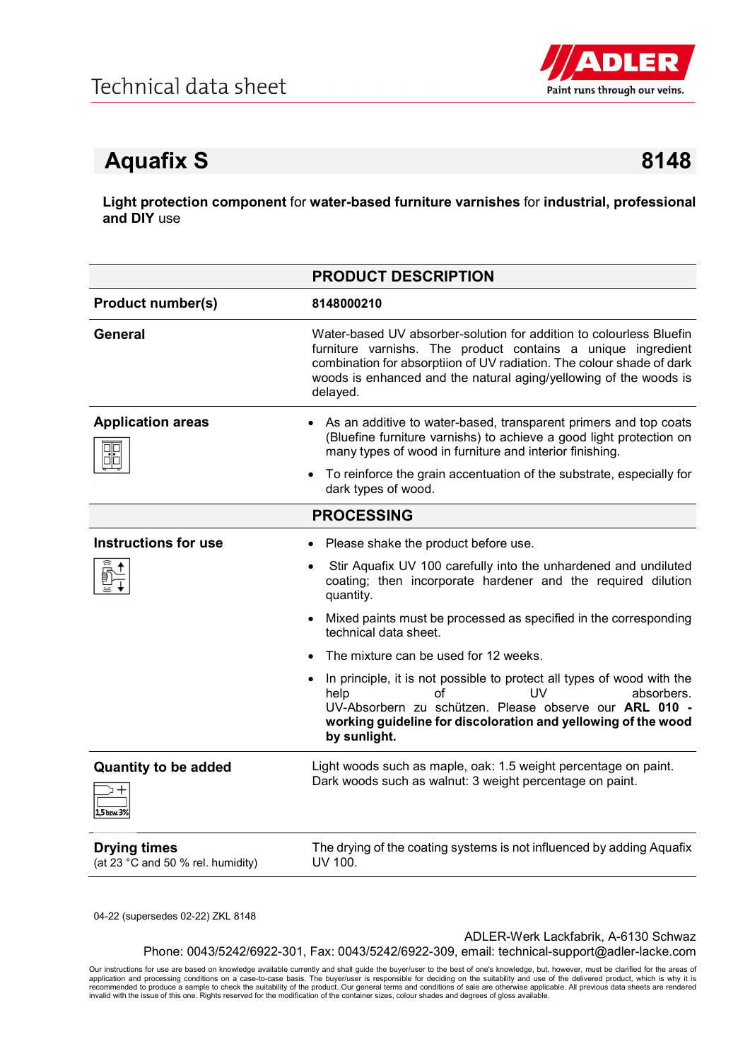# Technical data sheet

## Aquafix S 8148

**Light protection component** for **water-based furniture varnishes** for **industrial, professional and DIY** use

| | **PRODUCT DESCRIPTION** |
|---|---|
| **Product number(s)** | **8148000210** |
| **General** | Water-based UV absorber-solution for addition to colourless Bluefin furniture varnishs. The product contains a unique ingredient combination for absorptiion of UV radiation. The colour shade of dark woods is enhanced and the natural aging/yellowing of the woods is delayed. |
| **Application areas** | • As an additive to water-based, transparent primers and top coats (Bluefine furniture varnishes) to achieve a good light protection on many types of wood in furniture and interior finishing.<br>• To reinforce the grain accentuation of the substrate, especially for dark types of wood. |
| | **PROCESSING** |
| **Instructions for use** | • Please shake the product before use.<br>• Stir Aquafix UV 100 carefully into the unhardened and undiluted coating; then incorporate hardener and the required dilution quantity.<br>• Mixed paints must be processed as specified in the corresponding technical data sheet.<br>• The mixture can be used for 12 weeks.<br>• In principle, it is not possible to protect all types of wood with the help of UV absorbers. UV-Absorbern zu schützen. Please observe our **ARL 010 - working guideline for discoloration and yellowing of the wood by sunlight.** |
| **Quantity to be added** | Light woods such as maple, oak: 1.5 weight percentage on paint.<br>Dark woods such as walnut: 3 weight percentage on paint. |
| **Drying times**<br>(at 23 °C and 50 % rel. humidity) | The drying of the coating systems is not influenced by adding Aquafix UV 100. |

04-22 (supersedes 02-22) ZKL 8148

ADLER-Werk Lackfabrik, A-6130 Schwaz
Phone: 0043/5242/6922-301, Fax: 0043/5242/6922-309, email: technical-support@adler-lacke.com

Our instructions for use are based on knowledge available currently and shall guide the buyer/user to the best of one's knowledge, but, however, must be clarified for the areas of application and processing conditions on a case-to-case basis. The buyer/user is responsible for deciding on the suitability and use of the delivered product, which is why it is recommended to produce a sample to check the suitability of the product. Our general terms and conditions of sale are otherwise applicable. All previous data sheets are rendered invalid with the issue of this one. Rights reserved for the modification of the container sizes, colour shades and degrees of gloss available.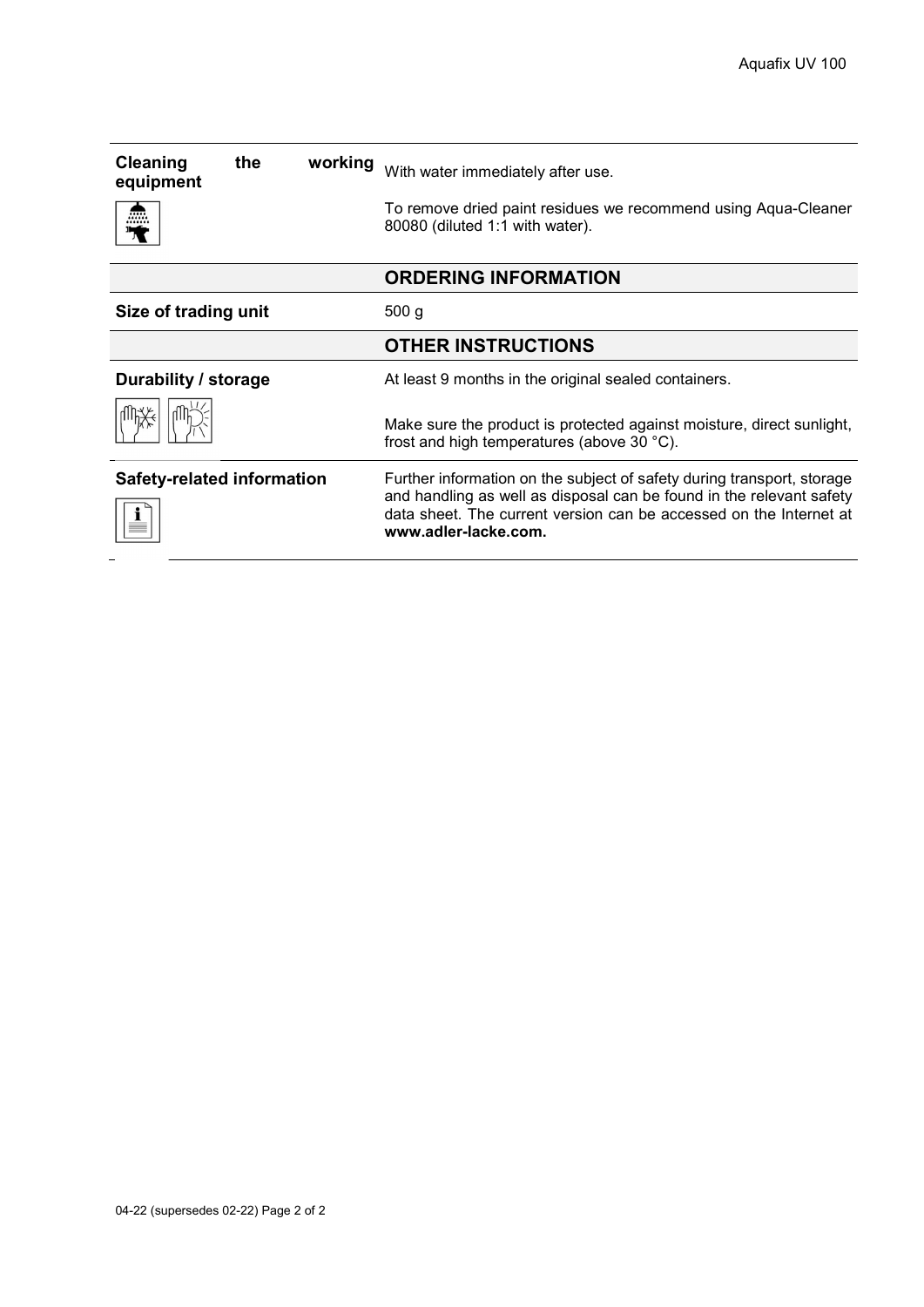| | |
|---|---|
| **Cleaning the working equipment** | With water immediately after use.<br><br>To remove dried paint residues we recommend using Aqua-Cleaner 80080 (diluted 1:1 with water). |
| | **ORDERING INFORMATION** |
| **Size of trading unit** | 500 g |
| | **OTHER INSTRUCTIONS** |
| **Durability / storage** | At least 9 months in the original sealed containers.<br><br>Make sure the product is protected against moisture, direct sunlight, frost and high temperatures (above 30 °C). |
| **Safety-related information** | Further information on the subject of safety during transport, storage and handling as well as disposal can be found in the relevant safety data sheet. The current version can be accessed on the Internet at **www.adler-lacke.com.** |

04-22 (supersedes 02-22)